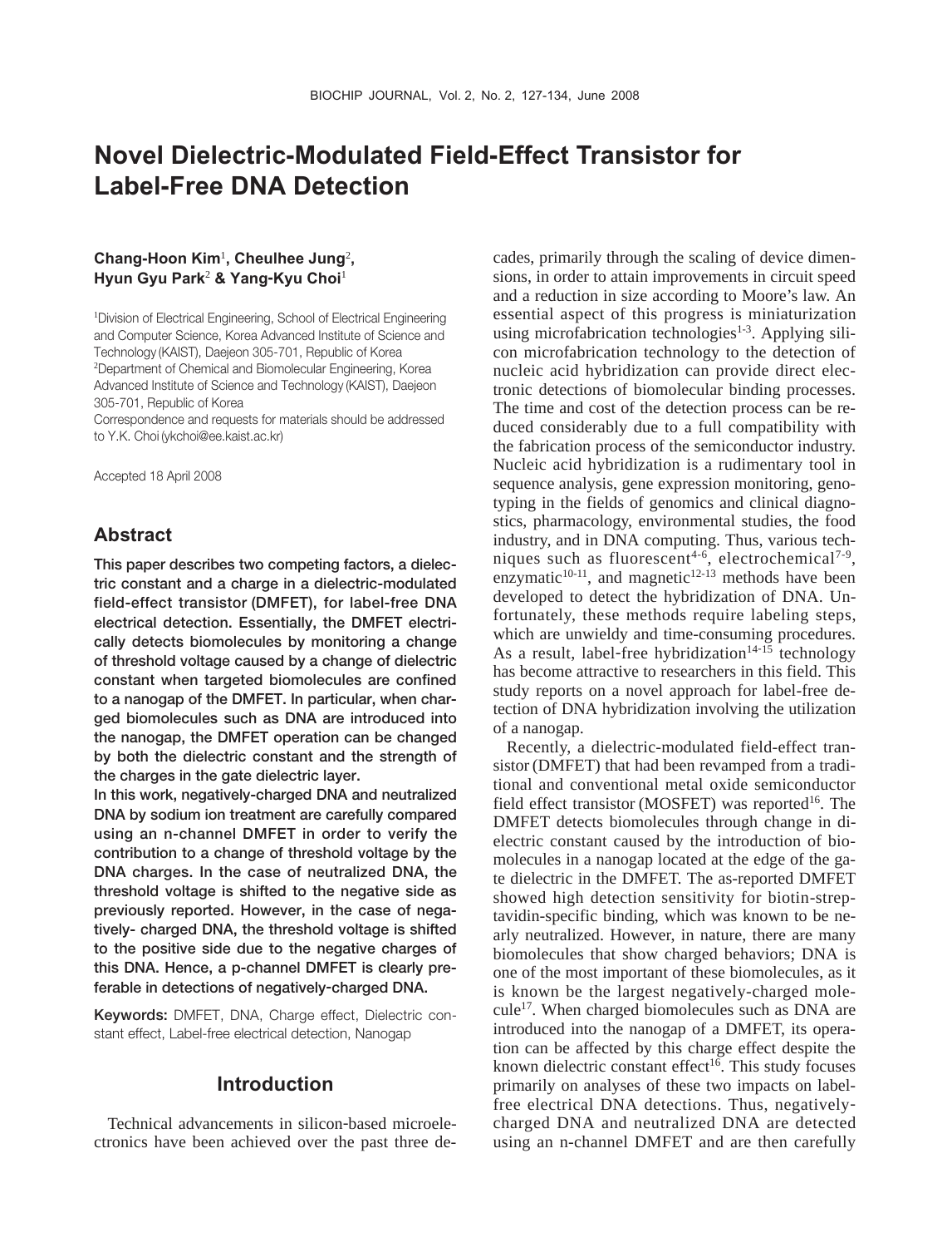# Novel Dielectric-Modulated Field-Effect Transistor for Label-Free DNA Detection

**Chang-Hoon Kim[1], Cheulhee Jung[2], Hyun Gyu Park[2] & Yang-Kyu Choi[1]**

[1]Division of Electrical Engineering, School of Electrical Engineering and Computer Science, Korea Advanced Institute of Science and Technology (KAIST), Daejeon 305-701, Republic of Korea
[2]Department of Chemical and Biomolecular Engineering, Korea Advanced Institute of Science and Technology (KAIST), Daejeon 305-701, Republic of Korea
Correspondence and requests for materials should be addressed to Y.K. Choi (ykchoi@ee.kaist.ac.kr)

Accepted 18 April 2008

## Abstract

**This paper describes two competing factors, a dielectric constant and a charge in a dielectric-modulated field-effect transistor (DMFET), for label-free DNA electrical detection. Essentially, the DMFET electrically detects biomolecules by monitoring a change of threshold voltage caused by a change of dielectric constant when targeted biomolecules are confined to a nanogap of the DMFET. In particular, when charged biomolecules such as DNA are introduced into the nanogap, the DMFET operation can be changed by both the dielectric constant and the strength of the charges in the gate dielectric layer.**

**In this work, negatively-charged DNA and neutralized DNA by sodium ion treatment are carefully compared using an n-channel DMFET in order to verify the contribution to a change of threshold voltage by the DNA charges. In the case of neutralized DNA, the threshold voltage is shifted to the negative side as previously reported. However, in the case of negatively- charged DNA, the threshold voltage is shifted to the positive side due to the negative charges of this DNA. Hence, a p-channel DMFET is clearly preferable in detections of negatively-charged DNA.**

**Keywords:** DMFET, DNA, Charge effect, Dielectric constant effect, Label-free electrical detection, Nanogap

## Introduction

Technical advancements in silicon-based microelectronics have been achieved over the past three decades, primarily through the scaling of device dimensions, in order to attain improvements in circuit speed and a reduction in size according to Moore's law. An essential aspect of this progress is miniaturization using microfabrication technologies[1-3]. Applying silicon microfabrication technology to the detection of nucleic acid hybridization can provide direct electronic detections of biomolecular binding processes. The time and cost of the detection process can be reduced considerably due to a full compatibility with the fabrication process of the semiconductor industry. Nucleic acid hybridization is a rudimentary tool in sequence analysis, gene expression monitoring, genotyping in the fields of genomics and clinical diagnostics, pharmacology, environmental studies, the food industry, and in DNA computing. Thus, various techniques such as fluorescent[4-6], electrochemical[7-9], enzymatic[10-11], and magnetic[12-13] methods have been developed to detect the hybridization of DNA. Unfortunately, these methods require labeling steps, which are unwieldy and time-consuming procedures. As a result, label-free hybridization[14-15] technology has become attractive to researchers in this field. This study reports on a novel approach for label-free detection of DNA hybridization involving the utilization of a nanogap.

Recently, a dielectric-modulated field-effect transistor (DMFET) that had been revamped from a traditional and conventional metal oxide semiconductor field effect transistor (MOSFET) was reported[16]. The DMFET detects biomolecules through change in dielectric constant caused by the introduction of biomolecules in a nanogap located at the edge of the gate dielectric in the DMFET. The as-reported DMFET showed high detection sensitivity for biotin-streptavidin-specific binding, which was known to be nearly neutralized. However, in nature, there are many biomolecules that show charged behaviors; DNA is one of the most important of these biomolecules, as it is known be the largest negatively-charged molecule[17]. When charged biomolecules such as DNA are introduced into the nanogap of a DMFET, its operation can be affected by this charge effect despite the known dielectric constant effect[16]. This study focuses primarily on analyses of these two impacts on label-free electrical DNA detections. Thus, negatively-charged DNA and neutralized DNA are detected using an n-channel DMFET and are then carefully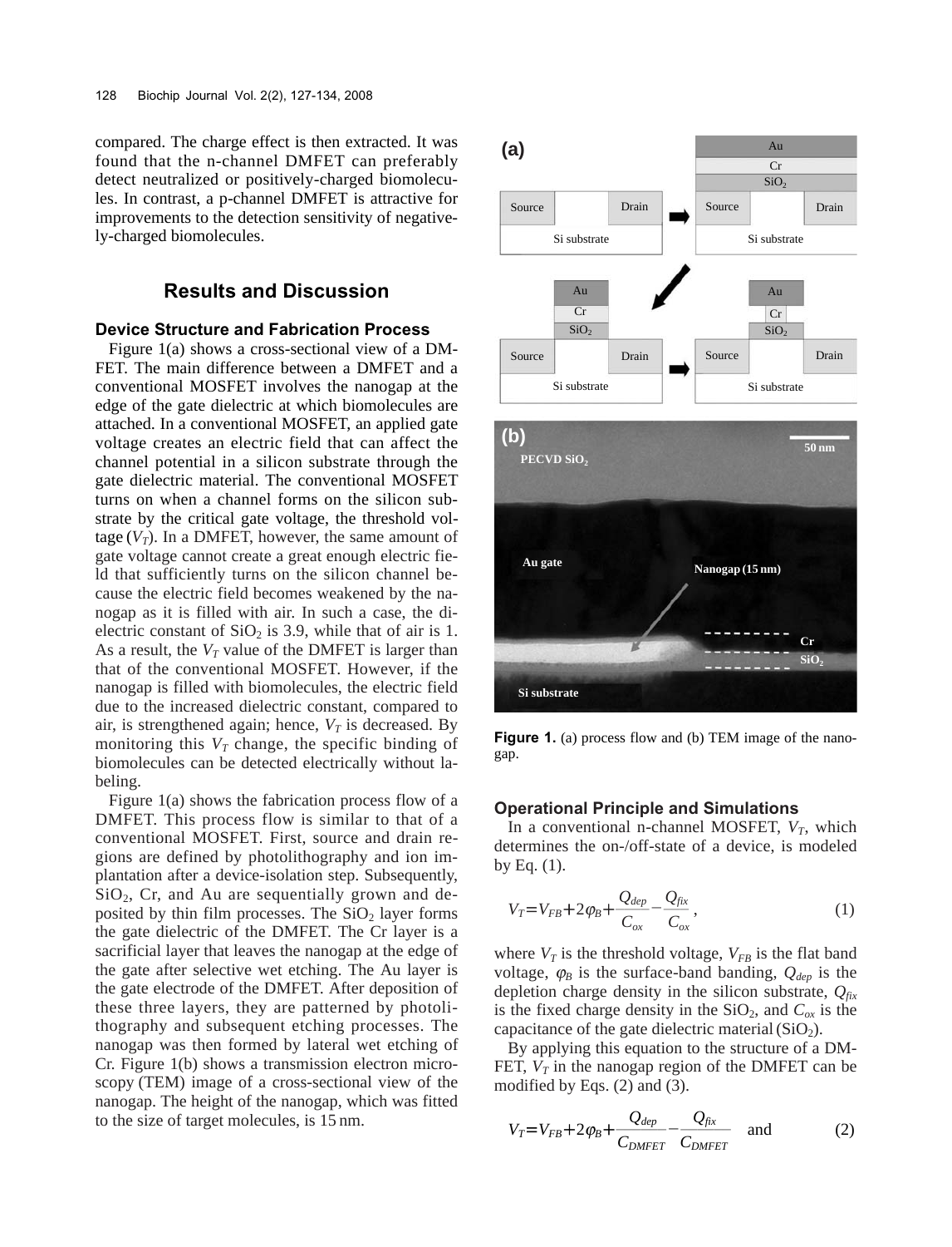compared. The charge effect is then extracted. It was found that the n-channel DMFET can preferably detect neutralized or positively-charged biomolecules. In contrast, a p-channel DMFET is attractive for improvements to the detection sensitivity of negatively-charged biomolecules.

## Results and Discussion

### Device Structure and Fabrication Process

Figure 1(a) shows a cross-sectional view of a DMFET. The main difference between a DMFET and a conventional MOSFET involves the nanogap at the edge of the gate dielectric at which biomolecules are attached. In a conventional MOSFET, an applied gate voltage creates an electric field that can affect the channel potential in a silicon substrate through the gate dielectric material. The conventional MOSFET turns on when a channel forms on the silicon substrate by the critical gate voltage, the threshold voltage ($V_T$). In a DMFET, however, the same amount of gate voltage cannot create a great enough electric field that sufficiently turns on the silicon channel because the electric field becomes weakened by the nanogap as it is filled with air. In such a case, the dielectric constant of $SiO_2$ is 3.9, while that of air is 1. As a result, the $V_T$ value of the DMFET is larger than that of the conventional MOSFET. However, if the nanogap is filled with biomolecules, the electric field due to the increased dielectric constant, compared to air, is strengthened again; hence, $V_T$ is decreased. By monitoring this $V_T$ change, the specific binding of biomolecules can be detected electrically without labeling.

Figure 1(a) shows the fabrication process flow of a DMFET. This process flow is similar to that of a conventional MOSFET. First, source and drain regions are defined by photolithography and ion implantation after a device-isolation step. Subsequently, $SiO_2$, Cr, and Au are sequentially grown and deposited by thin film processes. The $SiO_2$ layer forms the gate dielectric of the DMFET. The Cr layer is a sacrificial layer that leaves the nanogap at the edge of the gate after selective wet etching. The Au layer is the gate electrode of the DMFET. After deposition of these three layers, they are patterned by photolithography and subsequent etching processes. The nanogap was then formed by lateral wet etching of Cr. Figure 1(b) shows a transmission electron microscopy (TEM) image of a cross-sectional view of the nanogap. The height of the nanogap, which was fitted to the size of target molecules, is 15 nm.

**Figure 1.** (a) process flow and (b) TEM image of the nanogap.

### Operational Principle and Simulations

In a conventional n-channel MOSFET, $V_T$, which determines the on-/off-state of a device, is modeled by Eq. (1).

$$V_T = V_{FB} + 2\varphi_B + \frac{Q_{dep}}{C_{ox}} - \frac{Q_{fix}}{C_{ox}}, \qquad (1)$$

where $V_T$ is the threshold voltage, $V_{FB}$ is the flat band voltage, $\varphi_B$ is the surface-band banding, $Q_{dep}$ is the depletion charge density in the silicon substrate, $Q_{fix}$ is the fixed charge density in the $SiO_2$, and $C_{ox}$ is the capacitance of the gate dielectric material ($SiO_2$).

By applying this equation to the structure of a DMFET, $V_T$ in the nanogap region of the DMFET can be modified by Eqs. (2) and (3).

$$V_T = V_{FB} + 2\varphi_B + \frac{Q_{dep}}{C_{DMFET}} - \frac{Q_{fix}}{C_{DMFET}} \quad \text{and} \qquad (2)$$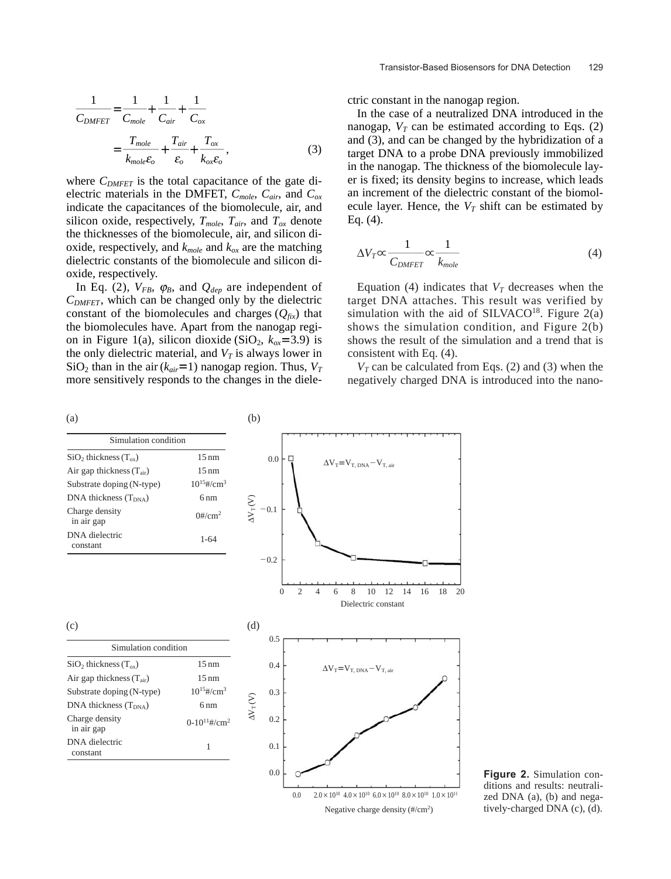$$\frac{1}{C_{DMFET}} = \frac{1}{C_{mole}} + \frac{1}{C_{air}} + \frac{1}{C_{ox}}$$

$$= \frac{T_{mole}}{k_{mole}\varepsilon_o} + \frac{T_{air}}{\varepsilon_o} + \frac{T_{ox}}{k_{ox}\varepsilon_o}, \quad (3)$$

where $C_{DMFET}$ is the total capacitance of the gate dielectric materials in the DMFET, $C_{mole}$, $C_{air}$, and $C_{ox}$ indicate the capacitances of the biomolecule, air, and silicon oxide, respectively, $T_{mole}$, $T_{air}$, and $T_{ox}$ denote the thicknesses of the biomolecule, air, and silicon dioxide, respectively, and $k_{mole}$ and $k_{ox}$ are the matching dielectric constants of the biomolecule and silicon dioxide, respectively.

In Eq. (2), $V_{FB}$, $\varphi_B$, and $Q_{dep}$ are independent of $C_{DMFET}$, which can be changed only by the dielectric constant of the biomolecules and charges ($Q_{fix}$) that the biomolecules have. Apart from the nanogap region in Figure 1(a), silicon dioxide ($SiO_2$, $k_{ox}$=3.9) is the only dielectric material, and $V_T$ is always lower in $SiO_2$ than in the air ($k_{air}$=1) nanogap region. Thus, $V_T$ more sensitively responds to the changes in the dielectric constant in the nanogap region.

In the case of a neutralized DNA introduced in the nanogap, $V_T$ can be estimated according to Eqs. (2) and (3), and can be changed by the hybridization of a target DNA to a probe DNA previously immobilized in the nanogap. The thickness of the biomolecule layer is fixed; its density begins to increase, which leads an increment of the dielectric constant of the biomolecule layer. Hence, the $V_T$ shift can be estimated by Eq. (4).

$$\Delta V_T \propto \frac{1}{C_{DMFET}} \propto \frac{1}{k_{mole}} \quad (4)$$

Equation (4) indicates that $V_T$ decreases when the target DNA attaches. This result was verified by simulation with the aid of SILVACO[18]. Figure 2(a) shows the simulation condition, and Figure 2(b) shows the result of the simulation and a trend that is consistent with Eq. (4).

$V_T$ can be calculated from Eqs. (2) and (3) when the negatively charged DNA is introduced into the nano-

(a)

| Simulation condition | |
|---|---|
| $SiO_2$ thickness ($T_{ox}$) | 15 nm |
| Air gap thickness ($T_{air}$) | 15 nm |
| Substrate doping (N-type) | $10^{15}$#/cm$^3$ |
| DNA thickness ($T_{DNA}$) | 6 nm |
| Charge density in air gap | 0#/cm$^2$ |
| DNA dielectric constant | 1-64 |

(c)

| Simulation condition | |
|---|---|
| $SiO_2$ thickness ($T_{ox}$) | 15 nm |
| Air gap thickness ($T_{air}$) | 15 nm |
| Substrate doping (N-type) | $10^{15}$#/cm$^3$ |
| DNA thickness ($T_{DNA}$) | 6 nm |
| Charge density in air gap | 0-$10^{11}$#/cm$^2$ |
| DNA dielectric constant | 1 |

**Figure 2.** Simulation conditions and results: neutralized DNA (a), (b) and negatively-charged DNA (c), (d).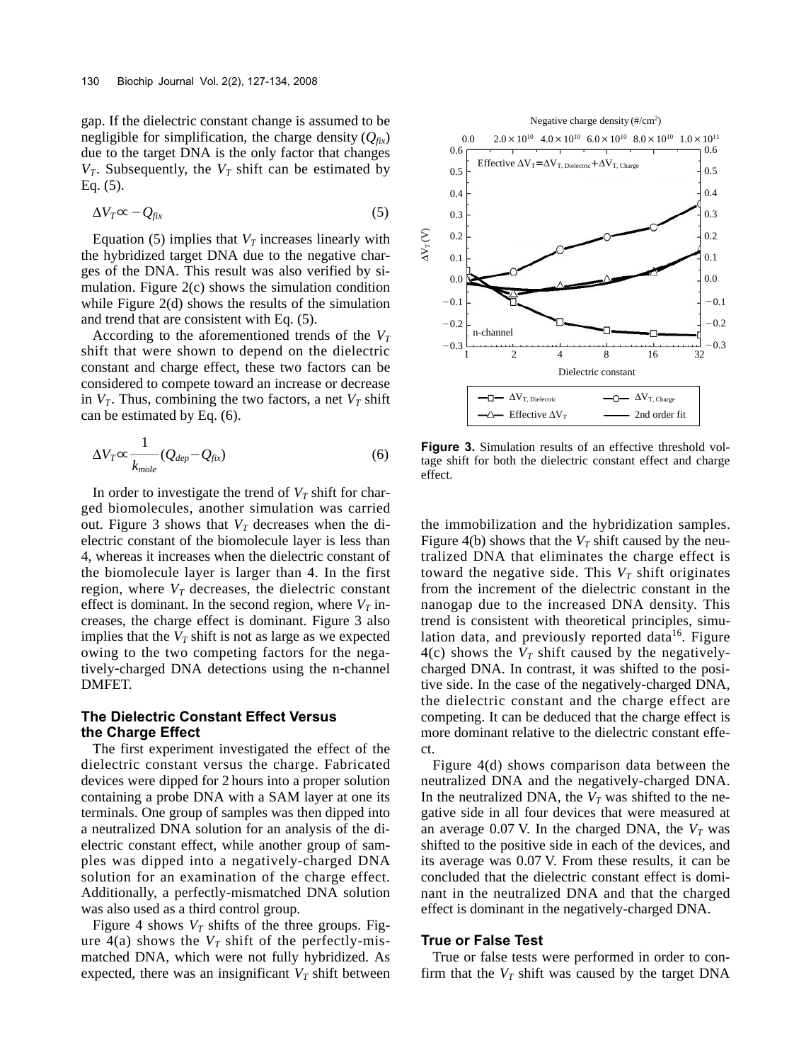gap. If the dielectric constant change is assumed to be negligible for simplification, the charge density ($Q_{fix}$) due to the target DNA is the only factor that changes $V_T$. Subsequently, the $V_T$ shift can be estimated by Eq. (5).

$$\Delta V_T \propto -Q_{fix} \tag{5}$$

Equation (5) implies that $V_T$ increases linearly with the hybridized target DNA due to the negative charges of the DNA. This result was also verified by simulation. Figure 2(c) shows the simulation condition while Figure 2(d) shows the results of the simulation and trend that are consistent with Eq. (5).

According to the aforementioned trends of the $V_T$ shift that were shown to depend on the dielectric constant and charge effect, these two factors can be considered to compete toward an increase or decrease in $V_T$. Thus, combining the two factors, a net $V_T$ shift can be estimated by Eq. (6).

$$\Delta V_T \propto \frac{1}{k_{mole}}(Q_{dep} - Q_{fix}) \tag{6}$$

In order to investigate the trend of $V_T$ shift for charged biomolecules, another simulation was carried out. Figure 3 shows that $V_T$ decreases when the dielectric constant of the biomolecule layer is less than 4, whereas it increases when the dielectric constant of the biomolecule layer is larger than 4. In the first region, where $V_T$ decreases, the dielectric constant effect is dominant. In the second region, where $V_T$ increases, the charge effect is dominant. Figure 3 also implies that the $V_T$ shift is not as large as we expected owing to the two competing factors for the negatively-charged DNA detections using the n-channel DMFET.

**Figure 3.** Simulation results of an effective threshold voltage shift for both the dielectric constant effect and charge effect.

## The Dielectric Constant Effect Versus the Charge Effect

The first experiment investigated the effect of the dielectric constant versus the charge. Fabricated devices were dipped for 2 hours into a proper solution containing a probe DNA with a SAM layer at one its terminals. One group of samples was then dipped into a neutralized DNA solution for an analysis of the dielectric constant effect, while another group of samples was dipped into a negatively-charged DNA solution for an examination of the charge effect. Additionally, a perfectly-mismatched DNA solution was also used as a third control group.

Figure 4 shows $V_T$ shifts of the three groups. Figure 4(a) shows the $V_T$ shift of the perfectly-mismatched DNA, which were not fully hybridized. As expected, there was an insignificant $V_T$ shift between the immobilization and the hybridization samples. Figure 4(b) shows that the $V_T$ shift caused by the neutralized DNA that eliminates the charge effect is toward the negative side. This $V_T$ shift originates from the increment of the dielectric constant in the nanogap due to the increased DNA density. This trend is consistent with theoretical principles, simulation data, and previously reported data[16]. Figure 4(c) shows the $V_T$ shift caused by the negatively-charged DNA. In contrast, it was shifted to the positive side. In the case of the negatively-charged DNA, the dielectric constant and the charge effect are competing. It can be deduced that the charge effect is more dominant relative to the dielectric constant effect.

Figure 4(d) shows comparison data between the neutralized DNA and the negatively-charged DNA. In the neutralized DNA, the $V_T$ was shifted to the negative side in all four devices that were measured at an average 0.07 V. In the charged DNA, the $V_T$ was shifted to the positive side in each of the devices, and its average was 0.07 V. From these results, it can be concluded that the dielectric constant effect is dominant in the neutralized DNA and that the charged effect is dominant in the negatively-charged DNA.

## True or False Test

True or false tests were performed in order to confirm that the $V_T$ shift was caused by the target DNA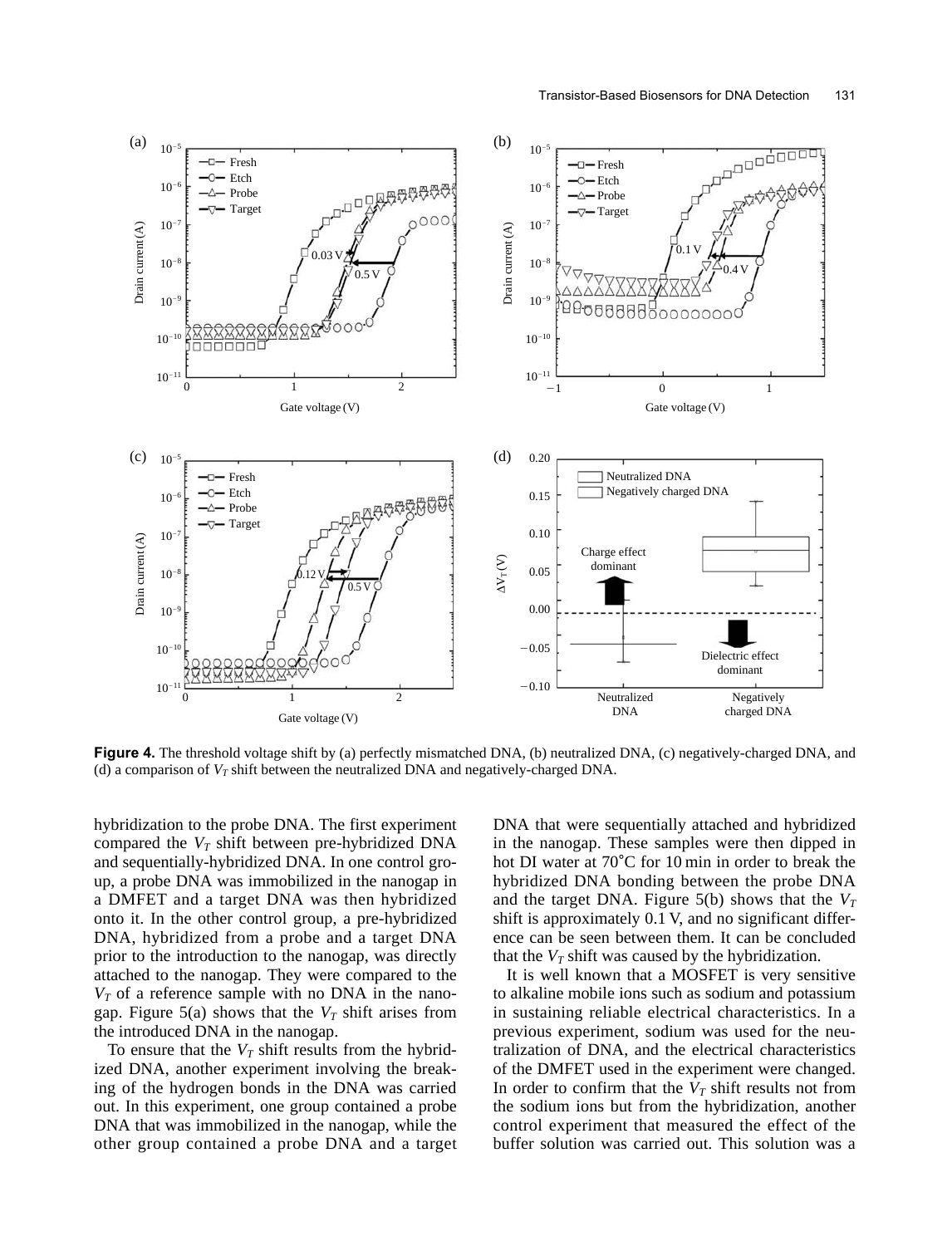**Figure 4.** The threshold voltage shift by (a) perfectly mismatched DNA, (b) neutralized DNA, (c) negatively-charged DNA, and (d) a comparison of $V_T$ shift between the neutralized DNA and negatively-charged DNA.

hybridization to the probe DNA. The first experiment compared the $V_T$ shift between pre-hybridized DNA and sequentially-hybridized DNA. In one control group, a probe DNA was immobilized in the nanogap in a DMFET and a target DNA was then hybridized onto it. In the other control group, a pre-hybridized DNA, hybridized from a probe and a target DNA prior to the introduction to the nanogap, was directly attached to the nanogap. They were compared to the $V_T$ of a reference sample with no DNA in the nanogap. Figure 5(a) shows that the $V_T$ shift arises from the introduced DNA in the nanogap.

To ensure that the $V_T$ shift results from the hybridized DNA, another experiment involving the breaking of the hydrogen bonds in the DNA was carried out. In this experiment, one group contained a probe DNA that was immobilized in the nanogap, while the other group contained a probe DNA and a target DNA that were sequentially attached and hybridized in the nanogap. These samples were then dipped in hot DI water at 70°C for 10 min in order to break the hybridized DNA bonding between the probe DNA and the target DNA. Figure 5(b) shows that the $V_T$ shift is approximately 0.1 V, and no significant difference can be seen between them. It can be concluded that the $V_T$ shift was caused by the hybridization.

It is well known that a MOSFET is very sensitive to alkaline mobile ions such as sodium and potassium in sustaining reliable electrical characteristics. In a previous experiment, sodium was used for the neutralization of DNA, and the electrical characteristics of the DMFET used in the experiment were changed. In order to confirm that the $V_T$ shift results not from the sodium ions but from the hybridization, another control experiment that measured the effect of the buffer solution was carried out. This solution was a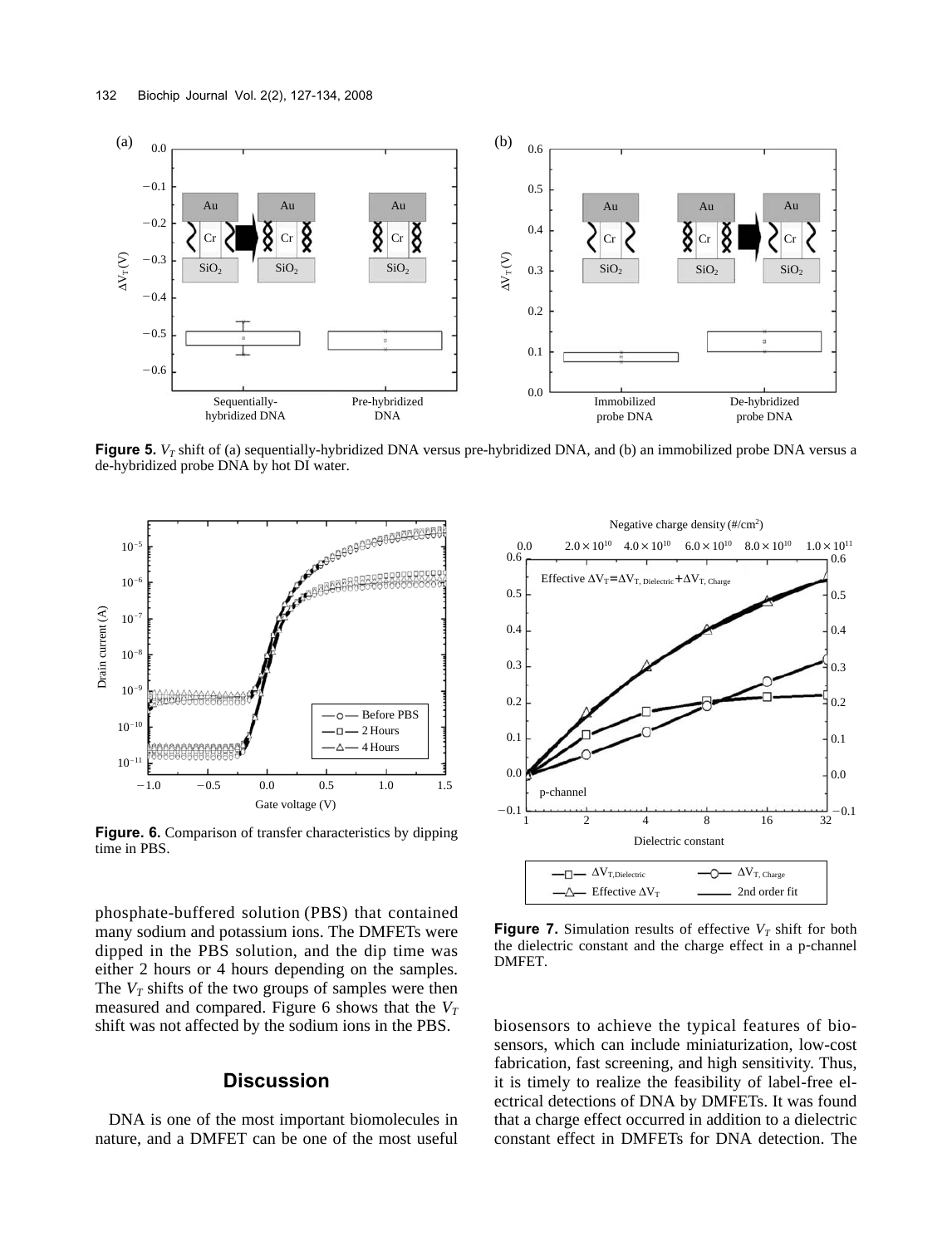**Figure 5.** $V_T$ shift of (a) sequentially-hybridized DNA versus pre-hybridized DNA, and (b) an immobilized probe DNA versus a de-hybridized probe DNA by hot DI water.

**Figure. 6.** Comparison of transfer characteristics by dipping time in PBS.

**Figure 7.** Simulation results of effective $V_T$ shift for both the dielectric constant and the charge effect in a p-channel DMFET.

phosphate-buffered solution (PBS) that contained many sodium and potassium ions. The DMFETs were dipped in the PBS solution, and the dip time was either 2 hours or 4 hours depending on the samples. The $V_T$ shifts of the two groups of samples were then measured and compared. Figure 6 shows that the $V_T$ shift was not affected by the sodium ions in the PBS.

## Discussion

DNA is one of the most important biomolecules in nature, and a DMFET can be one of the most useful biosensors to achieve the typical features of biosensors, which can include miniaturization, low-cost fabrication, fast screening, and high sensitivity. Thus, it is timely to realize the feasibility of label-free electrical detections of DNA by DMFETs. It was found that a charge effect occurred in addition to a dielectric constant effect in DMFETs for DNA detection. The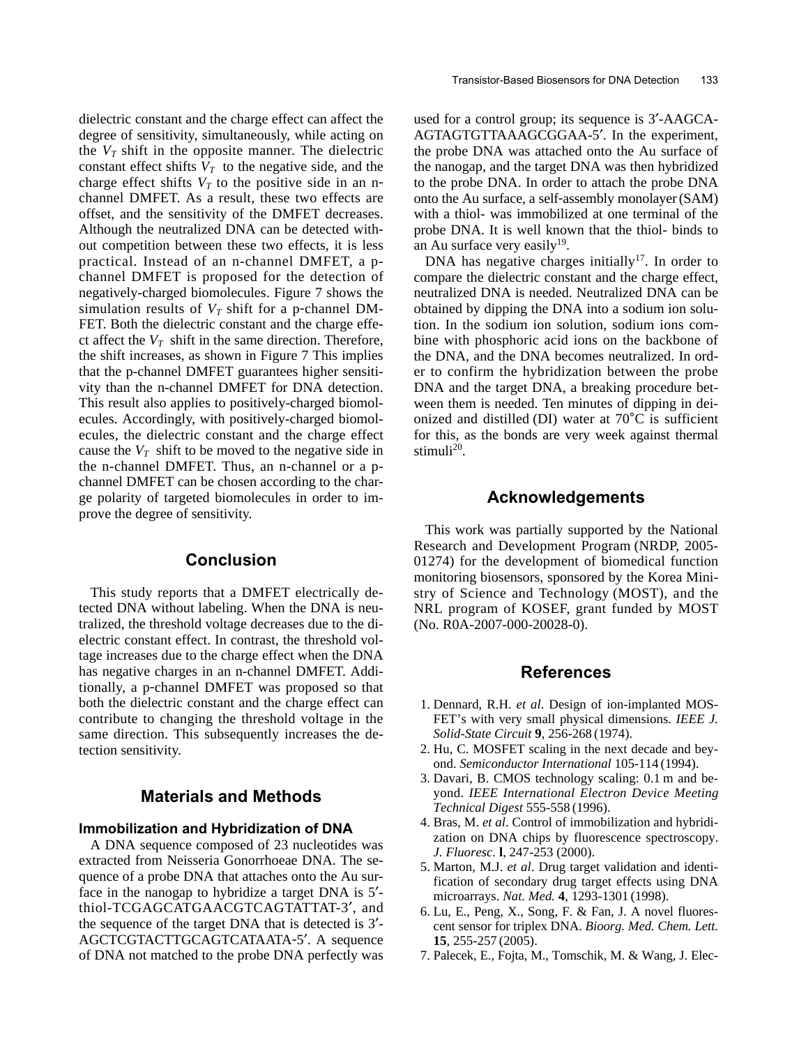dielectric constant and the charge effect can affect the degree of sensitivity, simultaneously, while acting on the $V_T$ shift in the opposite manner. The dielectric constant effect shifts $V_T$ to the negative side, and the charge effect shifts $V_T$ to the positive side in an n-channel DMFET. As a result, these two effects are offset, and the sensitivity of the DMFET decreases. Although the neutralized DNA can be detected without competition between these two effects, it is less practical. Instead of an n-channel DMFET, a p-channel DMFET is proposed for the detection of negatively-charged biomolecules. Figure 7 shows the simulation results of $V_T$ shift for a p-channel DMFET. Both the dielectric constant and the charge effect affect the $V_T$ shift in the same direction. Therefore, the shift increases, as shown in Figure 7 This implies that the p-channel DMFET guarantees higher sensitivity than the n-channel DMFET for DNA detection. This result also applies to positively-charged biomolecules. Accordingly, with positively-charged biomolecules, the dielectric constant and the charge effect cause the $V_T$ shift to be moved to the negative side in the n-channel DMFET. Thus, an n-channel or a p-channel DMFET can be chosen according to the charge polarity of targeted biomolecules in order to improve the degree of sensitivity.

## Conclusion

This study reports that a DMFET electrically detected DNA without labeling. When the DNA is neutralized, the threshold voltage decreases due to the dielectric constant effect. In contrast, the threshold voltage increases due to the charge effect when the DNA has negative charges in an n-channel DMFET. Additionally, a p-channel DMFET was proposed so that both the dielectric constant and the charge effect can contribute to changing the threshold voltage in the same direction. This subsequently increases the detection sensitivity.

## Materials and Methods

### Immobilization and Hybridization of DNA

A DNA sequence composed of 23 nucleotides was extracted from Neisseria Gonorrhoeae DNA. The sequence of a probe DNA that attaches onto the Au surface in the nanogap to hybridize a target DNA is 5′-thiol-TCGAGCATGAACGTCAGTATTAT-3′, and the sequence of the target DNA that is detected is 3′-AGCTCGTACTTGCAGTCATAATA-5′. A sequence of DNA not matched to the probe DNA perfectly was used for a control group; its sequence is 3′-AAGCAAGTAGTGTTAAAGCGGAA-5′. In the experiment, the probe DNA was attached onto the Au surface of the nanogap, and the target DNA was then hybridized to the probe DNA. In order to attach the probe DNA onto the Au surface, a self-assembly monolayer (SAM) with a thiol- was immobilized at one terminal of the probe DNA. It is well known that the thiol- binds to an Au surface very easily[19].

DNA has negative charges initially[17]. In order to compare the dielectric constant and the charge effect, neutralized DNA is needed. Neutralized DNA can be obtained by dipping the DNA into a sodium ion solution. In the sodium ion solution, sodium ions combine with phosphoric acid ions on the backbone of the DNA, and the DNA becomes neutralized. In order to confirm the hybridization between the probe DNA and the target DNA, a breaking procedure between them is needed. Ten minutes of dipping in deionized and distilled (DI) water at 70°C is sufficient for this, as the bonds are very week against thermal stimuli[20].

## Acknowledgements

This work was partially supported by the National Research and Development Program (NRDP, 2005-01274) for the development of biomedical function monitoring biosensors, sponsored by the Korea Ministry of Science and Technology (MOST), and the NRL program of KOSEF, grant funded by MOST (No. R0A-2007-000-20028-0).

## References

1. Dennard, R.H. *et al*. Design of ion-implanted MOSFET's with very small physical dimensions. *IEEE J. Solid-State Circuit* **9**, 256-268 (1974).
2. Hu, C. MOSFET scaling in the next decade and beyond. *Semiconductor International* 105-114 (1994).
3. Davari, B. CMOS technology scaling: 0.1 m and beyond. *IEEE International Electron Device Meeting Technical Digest* 555-558 (1996).
4. Bras, M. *et al*. Control of immobilization and hybridization on DNA chips by fluorescence spectroscopy. *J. Fluoresc*. **l**, 247-253 (2000).
5. Marton, M.J. *et al*. Drug target validation and identification of secondary drug target effects using DNA microarrays. *Nat. Med.* **4**, 1293-1301 (1998).
6. Lu, E., Peng, X., Song, F. & Fan, J. A novel fluorescent sensor for triplex DNA. *Bioorg. Med. Chem. Lett.* **15**, 255-257 (2005).
7. Palecek, E., Fojta, M., Tomschik, M. & Wang, J. Elec-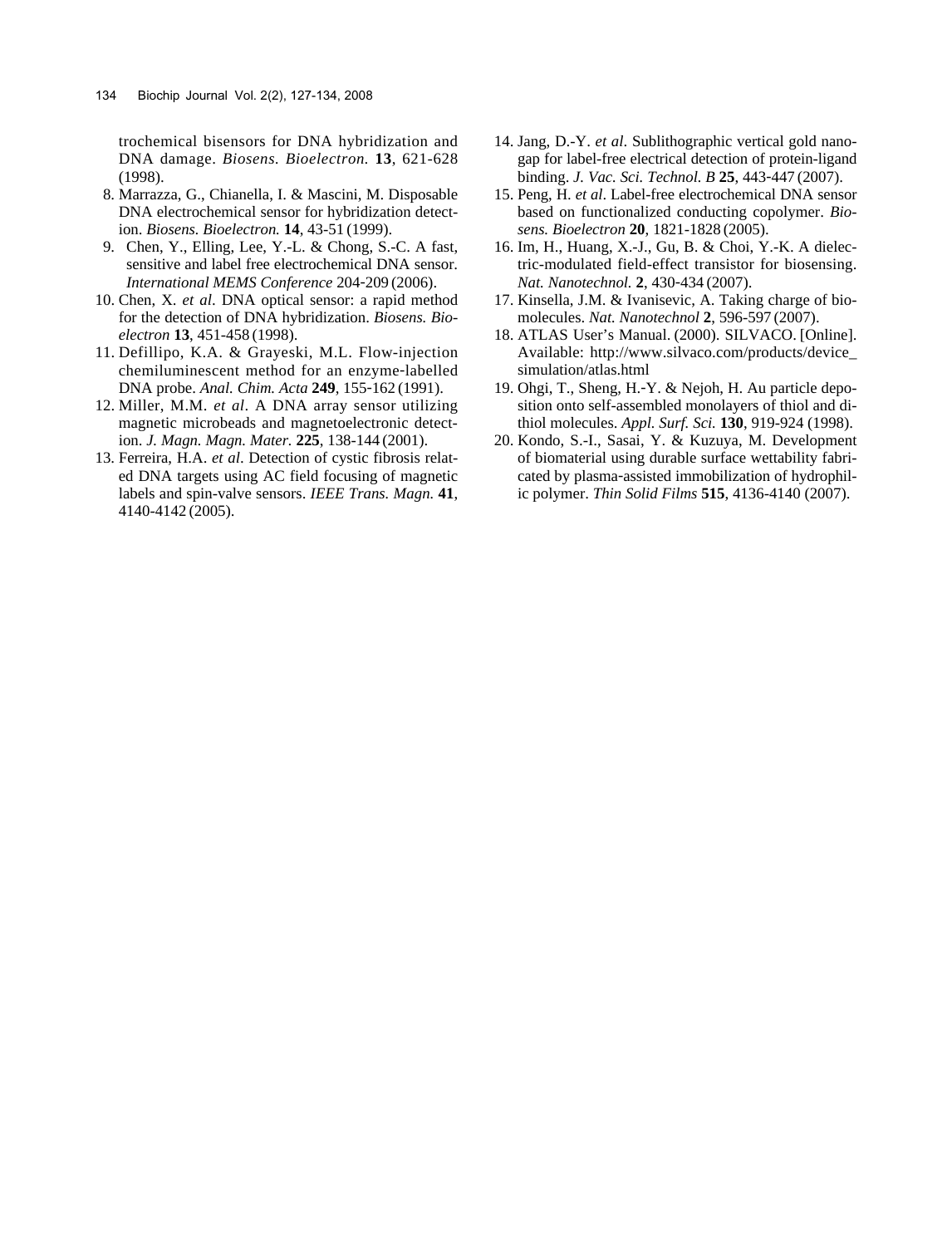trochemical bisensors for DNA hybridization and DNA damage. *Biosens. Bioelectron.* **13**, 621-628 (1998).

8. Marrazza, G., Chianella, I. & Mascini, M. Disposable DNA electrochemical sensor for hybridization detection. *Biosens. Bioelectron.* **14**, 43-51 (1999).
9. Chen, Y., Elling, Lee, Y.-L. & Chong, S.-C. A fast, sensitive and label free electrochemical DNA sensor. *International MEMS Conference* 204-209 (2006).
10. Chen, X. *et al*. DNA optical sensor: a rapid method for the detection of DNA hybridization. *Biosens. Bioelectron* **13**, 451-458 (1998).
11. Defillipo, K.A. & Grayeski, M.L. Flow-injection chemiluminescent method for an enzyme-labelled DNA probe. *Anal. Chim. Acta* **249**, 155-162 (1991).
12. Miller, M.M. *et al*. A DNA array sensor utilizing magnetic microbeads and magnetoelectronic detection. *J. Magn. Magn. Mater.* **225**, 138-144 (2001).
13. Ferreira, H.A. *et al*. Detection of cystic fibrosis related DNA targets using AC field focusing of magnetic labels and spin-valve sensors. *IEEE Trans. Magn.* **41**, 4140-4142 (2005).
14. Jang, D.-Y. *et al*. Sublithographic vertical gold nanogap for label-free electrical detection of protein-ligand binding. *J. Vac. Sci. Technol. B* **25**, 443-447 (2007).
15. Peng, H. *et al*. Label-free electrochemical DNA sensor based on functionalized conducting copolymer. *Biosens. Bioelectron* **20**, 1821-1828 (2005).
16. Im, H., Huang, X.-J., Gu, B. & Choi, Y.-K. A dielectric-modulated field-effect transistor for biosensing. *Nat. Nanotechnol.* **2**, 430-434 (2007).
17. Kinsella, J.M. & Ivanisevic, A. Taking charge of biomolecules. *Nat. Nanotechnol* **2**, 596-597 (2007).
18. ATLAS User's Manual. (2000). SILVACO. [Online]. Available: http://www.silvaco.com/products/device_simulation/atlas.html
19. Ohgi, T., Sheng, H.-Y. & Nejoh, H. Au particle deposition onto self-assembled monolayers of thiol and dithiol molecules. *Appl. Surf. Sci.* **130**, 919-924 (1998).
20. Kondo, S.-I., Sasai, Y. & Kuzuya, M. Development of biomaterial using durable surface wettability fabricated by plasma-assisted immobilization of hydrophilic polymer. *Thin Solid Films* **515**, 4136-4140 (2007).